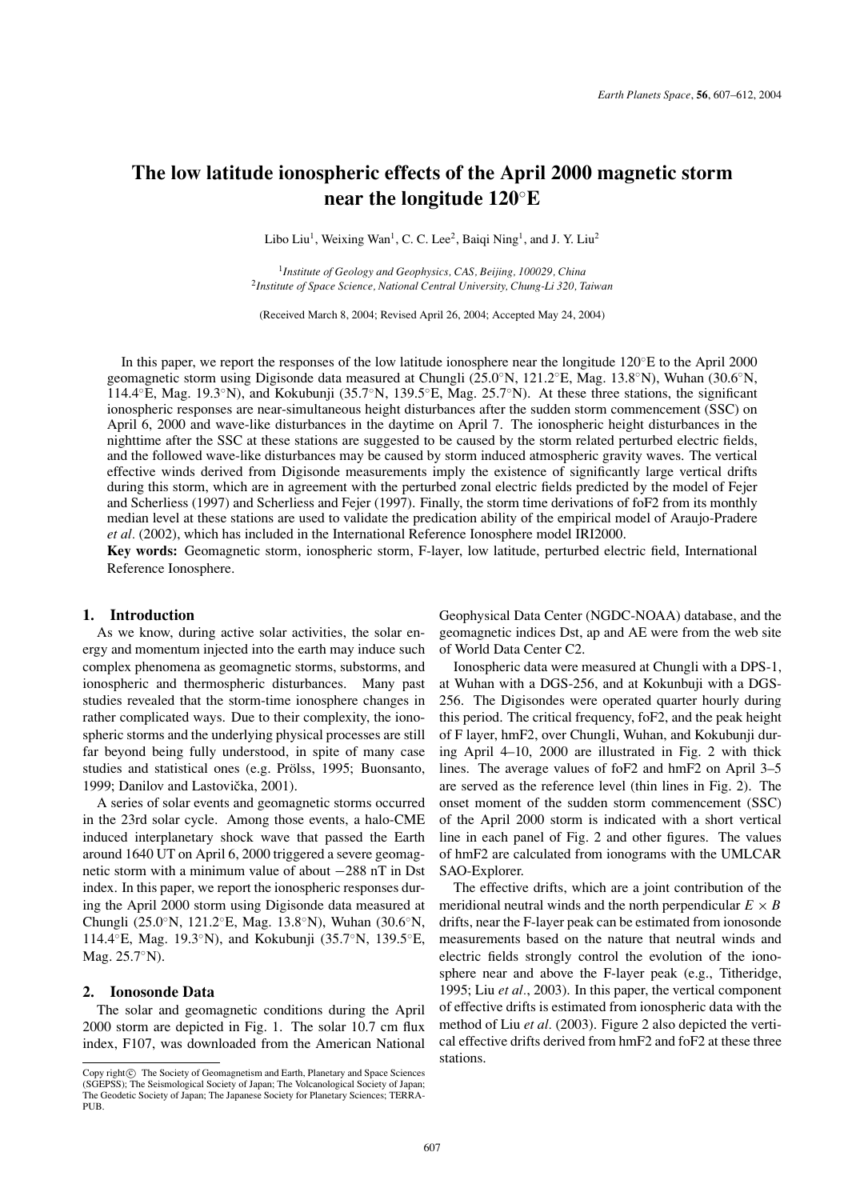# The low latitude ionospheric effects of the April 2000 magnetic storm near the longitude 120°E

Libo Liu[1], Weixing Wan[1], C. C. Lee[2], Baiqi Ning[1], and J. Y. Liu[2]

[1]*Institute of Geology and Geophysics, CAS, Beijing, 100029, China*
[2]*Institute of Space Science, National Central University, Chung-Li 320, Taiwan*

(Received March 8, 2004; Revised April 26, 2004; Accepted May 24, 2004)

In this paper, we report the responses of the low latitude ionosphere near the longitude 120°E to the April 2000 geomagnetic storm using Digisonde data measured at Chungli (25.0°N, 121.2°E, Mag. 13.8°N), Wuhan (30.6°N, 114.4°E, Mag. 19.3°N), and Kokubunji (35.7°N, 139.5°E, Mag. 25.7°N). At these three stations, the significant ionospheric responses are near-simultaneous height disturbances after the sudden storm commencement (SSC) on April 6, 2000 and wave-like disturbances in the daytime on April 7. The ionospheric height disturbances in the nighttime after the SSC at these stations are suggested to be caused by the storm related perturbed electric fields, and the followed wave-like disturbances may be caused by storm induced atmospheric gravity waves. The vertical effective winds derived from Digisonde measurements imply the existence of significantly large vertical drifts during this storm, which are in agreement with the perturbed zonal electric fields predicted by the model of Fejer and Scherliess (1997) and Scherliess and Fejer (1997). Finally, the storm time derivations of foF2 from its monthly median level at these stations are used to validate the predication ability of the empirical model of Araujo-Pradere *et al*. (2002), which has included in the International Reference Ionosphere model IRI2000.

**Key words:** Geomagnetic storm, ionospheric storm, F-layer, low latitude, perturbed electric field, International Reference Ionosphere.

## 1. Introduction

As we know, during active solar activities, the solar energy and momentum injected into the earth may induce such complex phenomena as geomagnetic storms, substorms, and ionospheric and thermospheric disturbances. Many past studies revealed that the storm-time ionosphere changes in rather complicated ways. Due to their complexity, the ionospheric storms and the underlying physical processes are still far beyond being fully understood, in spite of many case studies and statistical ones (e.g. Prölss, 1995; Buonsanto, 1999; Danilov and Lastovička, 2001).

A series of solar events and geomagnetic storms occurred in the 23rd solar cycle. Among those events, a halo-CME induced interplanetary shock wave that passed the Earth around 1640 UT on April 6, 2000 triggered a severe geomagnetic storm with a minimum value of about −288 nT in Dst index. In this paper, we report the ionospheric responses during the April 2000 storm using Digisonde data measured at Chungli (25.0°N, 121.2°E, Mag. 13.8°N), Wuhan (30.6°N, 114.4°E, Mag. 19.3°N), and Kokubunji (35.7°N, 139.5°E, Mag. 25.7°N).

## 2. Ionosonde Data

The solar and geomagnetic conditions during the April 2000 storm are depicted in Fig. 1. The solar 10.7 cm flux index, F107, was downloaded from the American National Geophysical Data Center (NGDC-NOAA) database, and the geomagnetic indices Dst, ap and AE were from the web site of World Data Center C2.

Ionospheric data were measured at Chungli with a DPS-1, at Wuhan with a DGS-256, and at Kokunbuji with a DGS-256. The Digisondes were operated quarter hourly during this period. The critical frequency, foF2, and the peak height of F layer, hmF2, over Chungli, Wuhan, and Kokubunji during April 4–10, 2000 are illustrated in Fig. 2 with thick lines. The average values of foF2 and hmF2 on April 3–5 are served as the reference level (thin lines in Fig. 2). The onset moment of the sudden storm commencement (SSC) of the April 2000 storm is indicated with a short vertical line in each panel of Fig. 2 and other figures. The values of hmF2 are calculated from ionograms with the UMLCAR SAO-Explorer.

The effective drifts, which are a joint contribution of the meridional neutral winds and the north perpendicular $E \times B$ drifts, near the F-layer peak can be estimated from ionosonde measurements based on the nature that neutral winds and electric fields strongly control the evolution of the ionosphere near and above the F-layer peak (e.g., Titheridge, 1995; Liu *et al*., 2003). In this paper, the vertical component of effective drifts is estimated from ionospheric data with the method of Liu *et al*. (2003). Figure 2 also depicted the vertical effective drifts derived from hmF2 and foF2 at these three stations.

Copy right© The Society of Geomagnetism and Earth, Planetary and Space Sciences (SGEPSS); The Seismological Society of Japan; The Volcanological Society of Japan; The Geodetic Society of Japan; The Japanese Society for Planetary Sciences; TERRAPUB.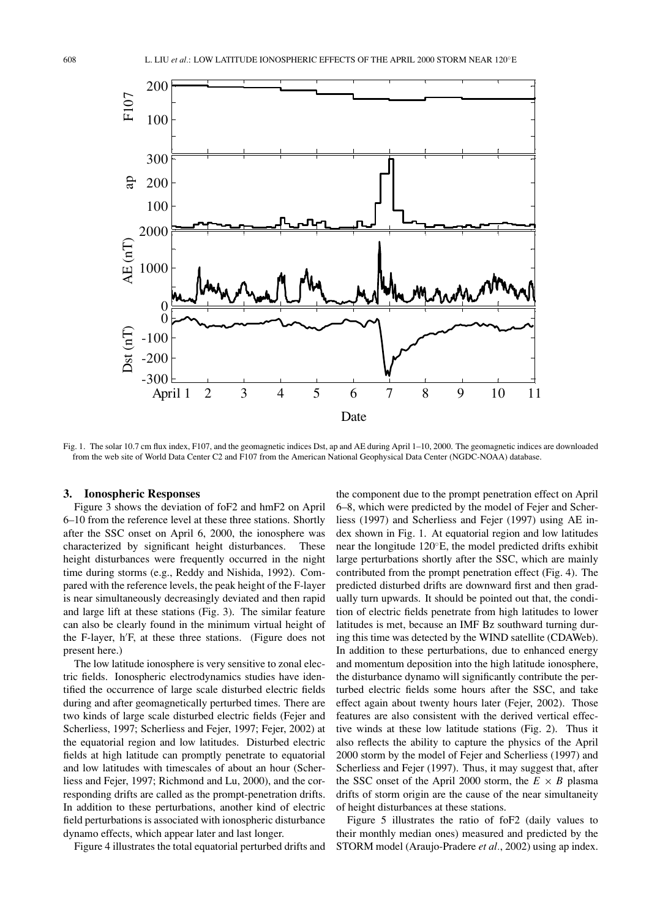Fig. 1. The solar 10.7 cm flux index, F107, and the geomagnetic indices Dst, ap and AE during April 1–10, 2000. The geomagnetic indices are downloaded from the web site of World Data Center C2 and F107 from the American National Geophysical Data Center (NGDC-NOAA) database.

## 3. Ionospheric Responses

Figure 3 shows the deviation of foF2 and hmF2 on April 6–10 from the reference level at these three stations. Shortly after the SSC onset on April 6, 2000, the ionosphere was characterized by significant height disturbances. These height disturbances were frequently occurred in the night time during storms (e.g., Reddy and Nishida, 1992). Compared with the reference levels, the peak height of the F-layer is near simultaneously decreasingly deviated and then rapid and large lift at these stations (Fig. 3). The similar feature can also be clearly found in the minimum virtual height of the F-layer, h′F, at these three stations. (Figure does not present here.)

The low latitude ionosphere is very sensitive to zonal electric fields. Ionospheric electrodynamics studies have identified the occurrence of large scale disturbed electric fields during and after geomagnetically perturbed times. There are two kinds of large scale disturbed electric fields (Fejer and Scherliess, 1997; Scherliess and Fejer, 1997; Fejer, 2002) at the equatorial region and low latitudes. Disturbed electric fields at high latitude can promptly penetrate to equatorial and low latitudes with timescales of about an hour (Scherliess and Fejer, 1997; Richmond and Lu, 2000), and the corresponding drifts are called as the prompt-penetration drifts. In addition to these perturbations, another kind of electric field perturbations is associated with ionospheric disturbance dynamo effects, which appear later and last longer.

Figure 4 illustrates the total equatorial perturbed drifts and the component due to the prompt penetration effect on April 6–8, which were predicted by the model of Fejer and Scherliess (1997) and Scherliess and Fejer (1997) using AE index shown in Fig. 1. At equatorial region and low latitudes near the longitude 120°E, the model predicted drifts exhibit large perturbations shortly after the SSC, which are mainly contributed from the prompt penetration effect (Fig. 4). The predicted disturbed drifts are downward first and then gradually turn upwards. It should be pointed out that, the condition of electric fields penetrate from high latitudes to lower latitudes is met, because an IMF Bz southward turning during this time was detected by the WIND satellite (CDAWeb). In addition to these perturbations, due to enhanced energy and momentum deposition into the high latitude ionosphere, the disturbance dynamo will significantly contribute the perturbed electric fields some hours after the SSC, and take effect again about twenty hours later (Fejer, 2002). Those features are also consistent with the derived vertical effective winds at these low latitude stations (Fig. 2). Thus it also reflects the ability to capture the physics of the April 2000 storm by the model of Fejer and Scherliess (1997) and Scherliess and Fejer (1997). Thus, it may suggest that, after the SSC onset of the April 2000 storm, the $E \times B$ plasma drifts of storm origin are the cause of the near simultaneity of height disturbances at these stations.

Figure 5 illustrates the ratio of foF2 (daily values to their monthly median ones) measured and predicted by the STORM model (Araujo-Pradere *et al.*, 2002) using ap index.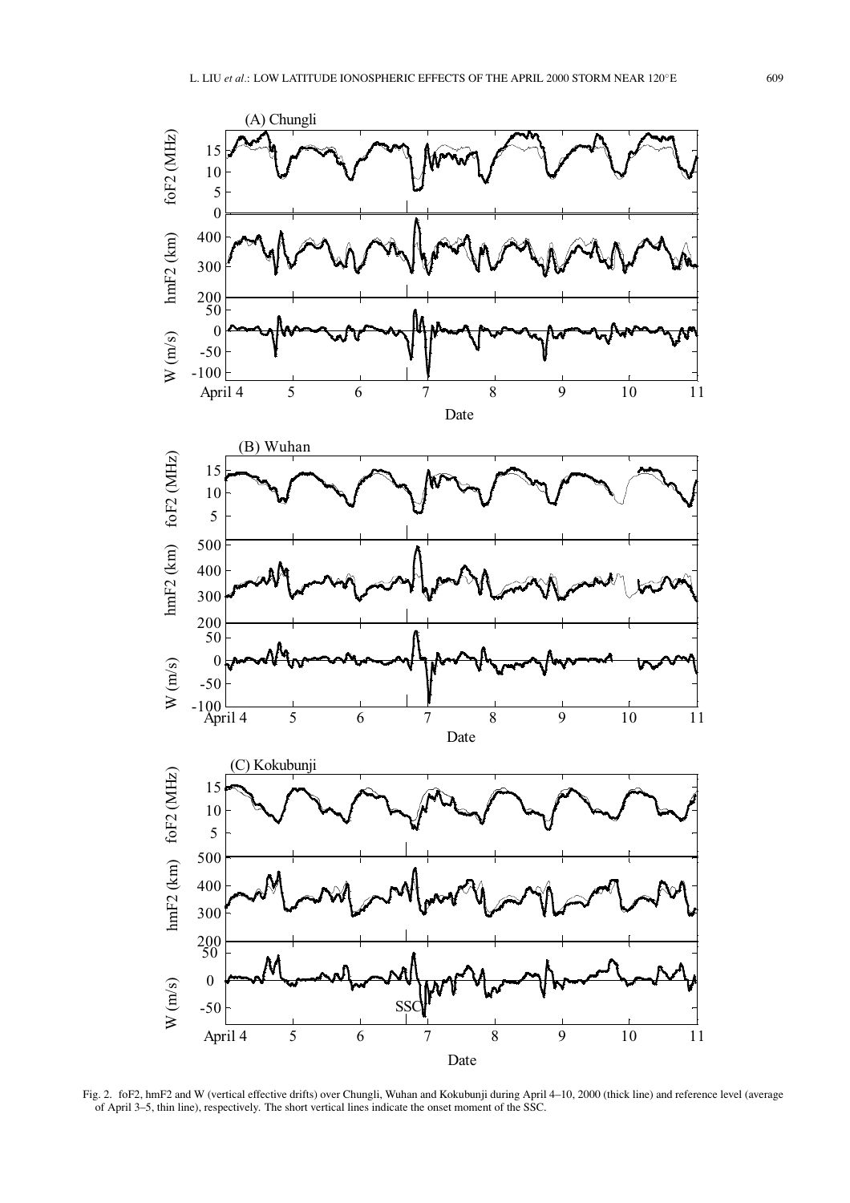Fig. 2. foF2, hmF2 and W (vertical effective drifts) over Chungli, Wuhan and Kokubunji during April 4–10, 2000 (thick line) and reference level (average of April 3–5, thin line), respectively. The short vertical lines indicate the onset moment of the SSC.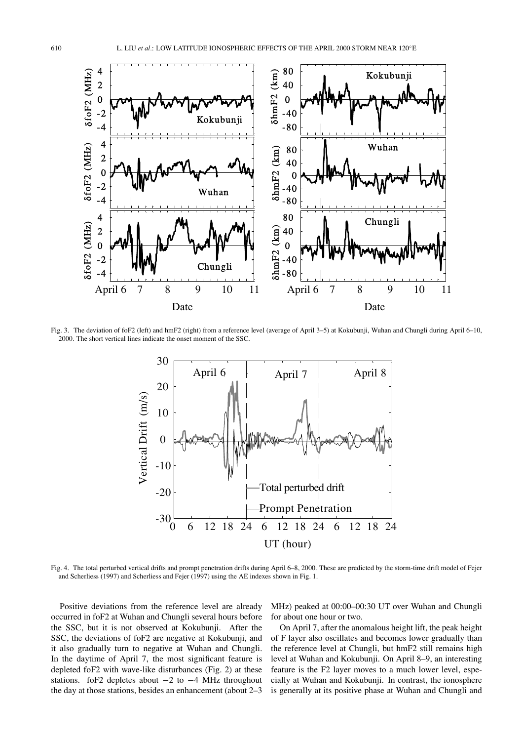Fig. 3. The deviation of foF2 (left) and hmF2 (right) from a reference level (average of April 3–5) at Kokubunji, Wuhan and Chungli during April 6–10, 2000. The short vertical lines indicate the onset moment of the SSC.

Fig. 4. The total perturbed vertical drifts and prompt penetration drifts during April 6–8, 2000. These are predicted by the storm-time drift model of Fejer and Scherliess (1997) and Scherliess and Fejer (1997) using the AE indexes shown in Fig. 1.

Positive deviations from the reference level are already occurred in foF2 at Wuhan and Chungli several hours before the SSC, but it is not observed at Kokubunji. After the SSC, the deviations of foF2 are negative at Kokubunji, and it also gradually turn to negative at Wuhan and Chungli. In the daytime of April 7, the most significant feature is depleted foF2 with wave-like disturbances (Fig. 2) at these stations. foF2 depletes about −2 to −4 MHz throughout the day at those stations, besides an enhancement (about 2–3 MHz) peaked at 00:00–00:30 UT over Wuhan and Chungli for about one hour or two.

On April 7, after the anomalous height lift, the peak height of F layer also oscillates and becomes lower gradually than the reference level at Chungli, but hmF2 still remains high level at Wuhan and Kokubunji. On April 8–9, an interesting feature is the F2 layer moves to a much lower level, especially at Wuhan and Kokubunji. In contrast, the ionosphere is generally at its positive phase at Wuhan and Chungli and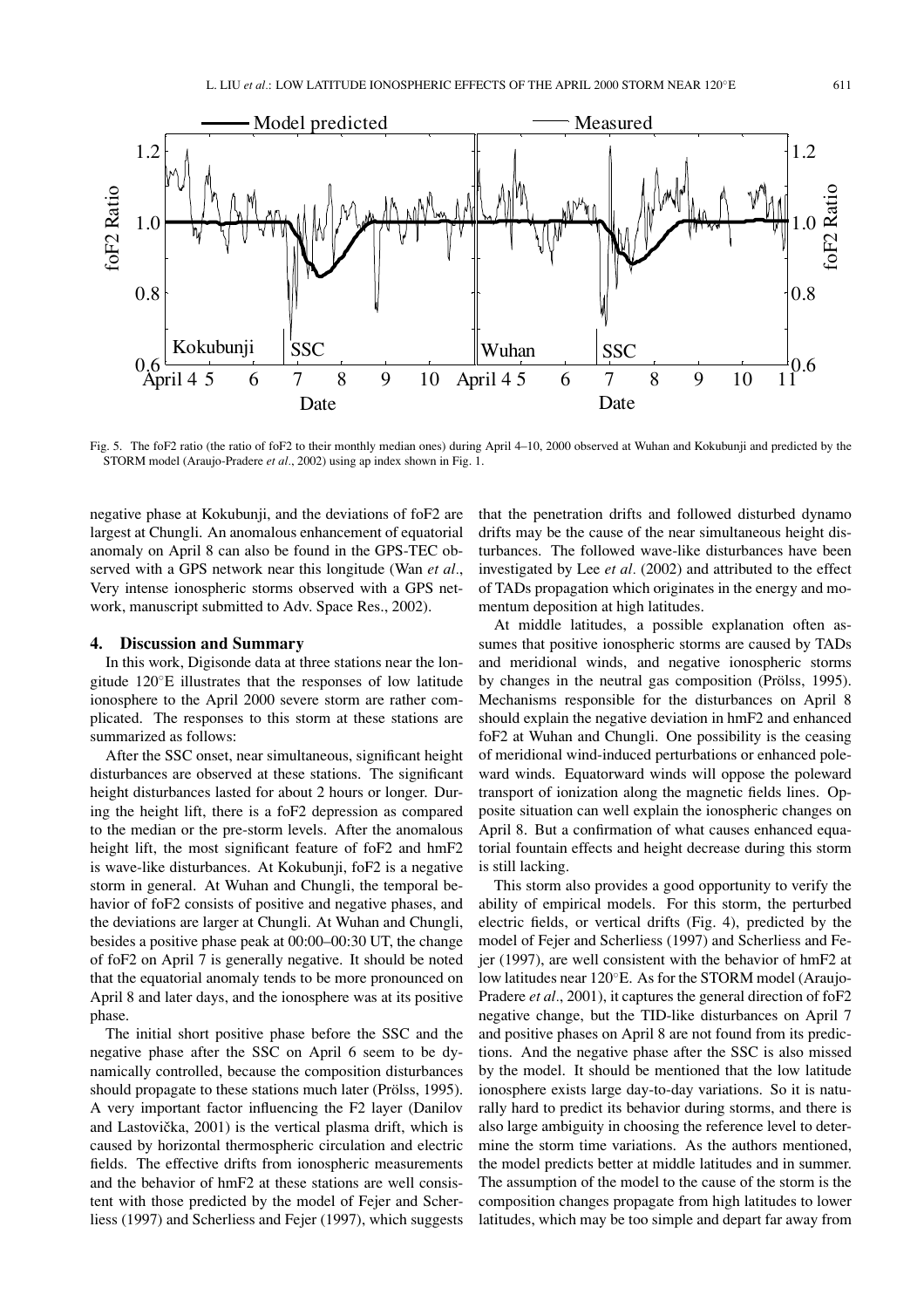Fig. 5. The foF2 ratio (the ratio of foF2 to their monthly median ones) during April 4–10, 2000 observed at Wuhan and Kokubunji and predicted by the STORM model (Araujo-Pradere *et al*., 2002) using ap index shown in Fig. 1.

negative phase at Kokubunji, and the deviations of foF2 are largest at Chungli. An anomalous enhancement of equatorial anomaly on April 8 can also be found in the GPS-TEC observed with a GPS network near this longitude (Wan *et al*., Very intense ionospheric storms observed with a GPS network, manuscript submitted to Adv. Space Res., 2002).

## 4. Discussion and Summary

In this work, Digisonde data at three stations near the longitude 120°E illustrates that the responses of low latitude ionosphere to the April 2000 severe storm are rather complicated. The responses to this storm at these stations are summarized as follows:

After the SSC onset, near simultaneous, significant height disturbances are observed at these stations. The significant height disturbances lasted for about 2 hours or longer. During the height lift, there is a foF2 depression as compared to the median or the pre-storm levels. After the anomalous height lift, the most significant feature of foF2 and hmF2 is wave-like disturbances. At Kokubunji, foF2 is a negative storm in general. At Wuhan and Chungli, the temporal behavior of foF2 consists of positive and negative phases, and the deviations are larger at Chungli. At Wuhan and Chungli, besides a positive phase peak at 00:00–00:30 UT, the change of foF2 on April 7 is generally negative. It should be noted that the equatorial anomaly tends to be more pronounced on April 8 and later days, and the ionosphere was at its positive phase.

The initial short positive phase before the SSC and the negative phase after the SSC on April 6 seem to be dynamically controlled, because the composition disturbances should propagate to these stations much later (Prölss, 1995). A very important factor influencing the F2 layer (Danilov and Lastovička, 2001) is the vertical plasma drift, which is caused by horizontal thermospheric circulation and electric fields. The effective drifts from ionospheric measurements and the behavior of hmF2 at these stations are well consistent with those predicted by the model of Fejer and Scherliess (1997) and Scherliess and Fejer (1997), which suggests that the penetration drifts and followed disturbed dynamo drifts may be the cause of the near simultaneous height disturbances. The followed wave-like disturbances have been investigated by Lee *et al*. (2002) and attributed to the effect of TADs propagation which originates in the energy and momentum deposition at high latitudes.

At middle latitudes, a possible explanation often assumes that positive ionospheric storms are caused by TADs and meridional winds, and negative ionospheric storms by changes in the neutral gas composition (Prölss, 1995). Mechanisms responsible for the disturbances on April 8 should explain the negative deviation in hmF2 and enhanced foF2 at Wuhan and Chungli. One possibility is the ceasing of meridional wind-induced perturbations or enhanced poleward winds. Equatorward winds will oppose the poleward transport of ionization along the magnetic fields lines. Opposite situation can well explain the ionospheric changes on April 8. But a confirmation of what causes enhanced equatorial fountain effects and height decrease during this storm is still lacking.

This storm also provides a good opportunity to verify the ability of empirical models. For this storm, the perturbed electric fields, or vertical drifts (Fig. 4), predicted by the model of Fejer and Scherliess (1997) and Scherliess and Fejer (1997), are well consistent with the behavior of hmF2 at low latitudes near 120°E. As for the STORM model (Araujo-Pradere *et al*., 2001), it captures the general direction of foF2 negative change, but the TID-like disturbances on April 7 and positive phases on April 8 are not found from its predictions. And the negative phase after the SSC is also missed by the model. It should be mentioned that the low latitude ionosphere exists large day-to-day variations. So it is naturally hard to predict its behavior during storms, and there is also large ambiguity in choosing the reference level to determine the storm time variations. As the authors mentioned, the model predicts better at middle latitudes and in summer. The assumption of the model to the cause of the storm is the composition changes propagate from high latitudes to lower latitudes, which may be too simple and depart far away from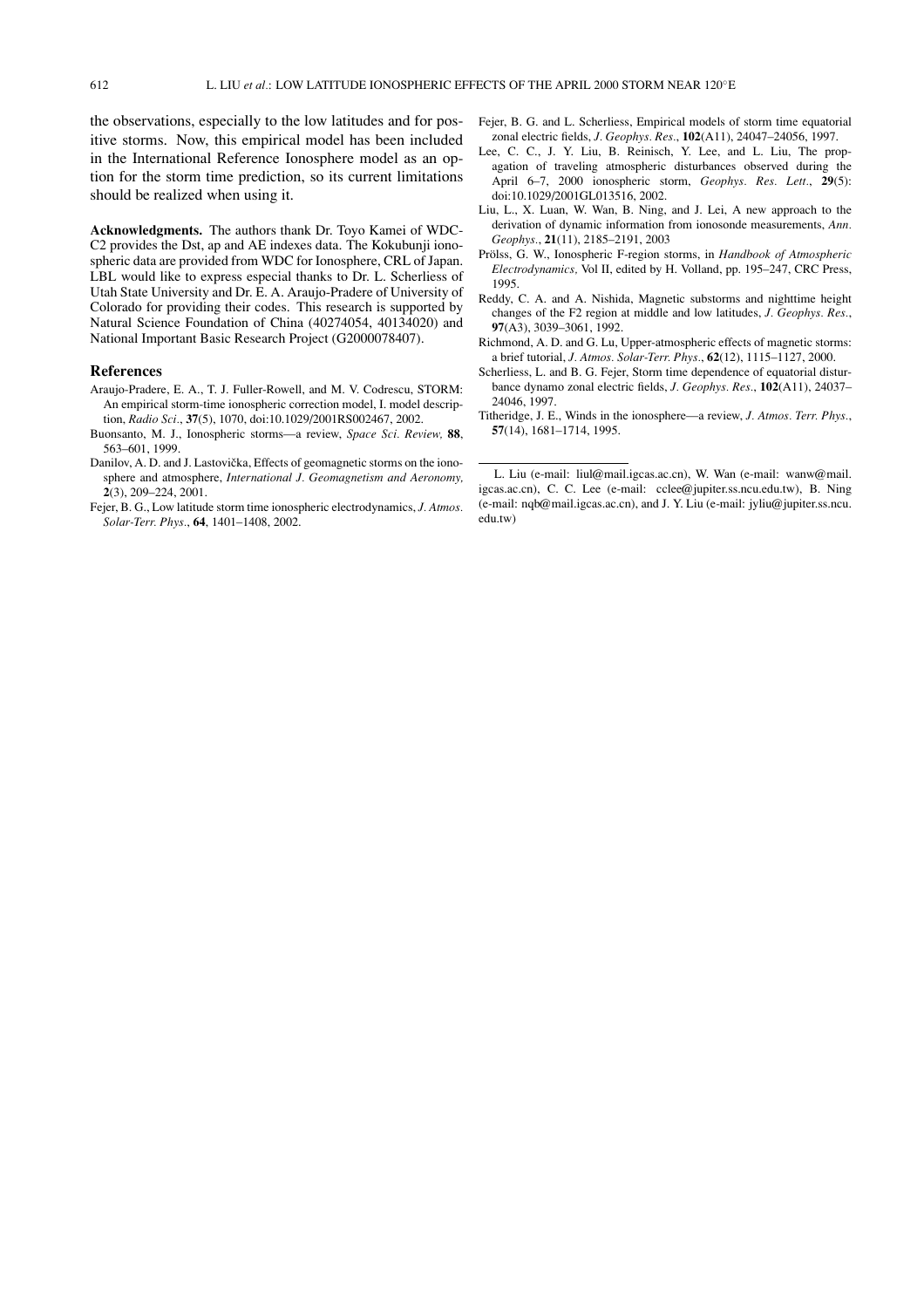the observations, especially to the low latitudes and for positive storms. Now, this empirical model has been included in the International Reference Ionosphere model as an option for the storm time prediction, so its current limitations should be realized when using it.

**Acknowledgments.** The authors thank Dr. Toyo Kamei of WDC-C2 provides the Dst, ap and AE indexes data. The Kokubunji ionospheric data are provided from WDC for Ionosphere, CRL of Japan. LBL would like to express especial thanks to Dr. L. Scherliess of Utah State University and Dr. E. A. Araujo-Pradere of University of Colorado for providing their codes. This research is supported by Natural Science Foundation of China (40274054, 40134020) and National Important Basic Research Project (G2000078407).

## References

Araujo-Pradere, E. A., T. J. Fuller-Rowell, and M. V. Codrescu, STORM: An empirical storm-time ionospheric correction model, I. model description, *Radio Sci.*, **37**(5), 1070, doi:10.1029/2001RS002467, 2002.

Buonsanto, M. J., Ionospheric storms—a review, *Space Sci. Review,* **88**, 563–601, 1999.

Danilov, A. D. and J. Lastovička, Effects of geomagnetic storms on the ionosphere and atmosphere, *International J. Geomagnetism and Aeronomy,* **2**(3), 209–224, 2001.

Fejer, B. G., Low latitude storm time ionospheric electrodynamics, *J. Atmos. Solar-Terr. Phys.*, **64**, 1401–1408, 2002.

Fejer, B. G. and L. Scherliess, Empirical models of storm time equatorial zonal electric fields, *J. Geophys. Res.*, **102**(A11), 24047–24056, 1997.

Lee, C. C., J. Y. Liu, B. Reinisch, Y. Lee, and L. Liu, The propagation of traveling atmospheric disturbances observed during the April 6–7, 2000 ionospheric storm, *Geophys. Res. Lett.*, **29**(5): doi:10.1029/2001GL013516, 2002.

Liu, L., X. Luan, W. Wan, B. Ning, and J. Lei, A new approach to the derivation of dynamic information from ionosonde measurements, *Ann. Geophys.*, **21**(11), 2185–2191, 2003

Prölss, G. W., Ionospheric F-region storms, in *Handbook of Atmospheric Electrodynamics,* Vol II, edited by H. Volland, pp. 195–247, CRC Press, 1995.

Reddy, C. A. and A. Nishida, Magnetic substorms and nighttime height changes of the F2 region at middle and low latitudes, *J. Geophys. Res.*, **97**(A3), 3039–3061, 1992.

Richmond, A. D. and G. Lu, Upper-atmospheric effects of magnetic storms: a brief tutorial, *J. Atmos. Solar-Terr. Phys.*, **62**(12), 1115–1127, 2000.

Scherliess, L. and B. G. Fejer, Storm time dependence of equatorial disturbance dynamo zonal electric fields, *J. Geophys. Res.*, **102**(A11), 24037–24046, 1997.

Titheridge, J. E., Winds in the ionosphere—a review, *J. Atmos. Terr. Phys.*, **57**(14), 1681–1714, 1995.

---

L. Liu (e-mail: liul@mail.igcas.ac.cn), W. Wan (e-mail: wanw@mail.igcas.ac.cn), C. C. Lee (e-mail: cclee@jupiter.ss.ncu.edu.tw), B. Ning (e-mail: nqb@mail.igcas.ac.cn), and J. Y. Liu (e-mail: jyliu@jupiter.ss.ncu.edu.tw)